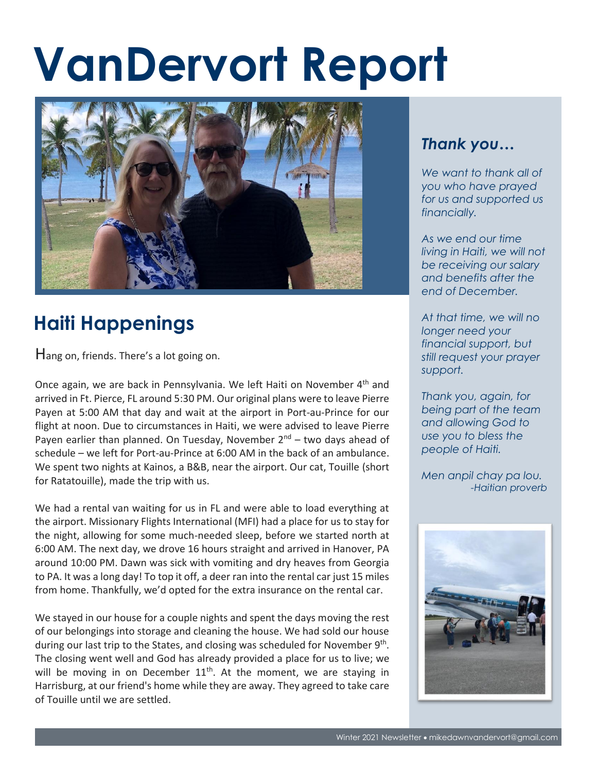# VanDervort Report

## Haiti Happenings

Hang on, friends. There's a lot going on.

Once again, we are back in Pennsylvania. We left Haiti on November 4th and arrived in Ft. Pierce, FL around 5:30 PM. Our original plans were to leave Pierre Payen at 5:00 AM that day and wait at the airport in Port-au-Prince for our flight at noon. Due to circumstances in Haiti, we were advised to leave Pierre Payen earlier than planned. On Tuesday, November 2nd – two days ahead of schedule – we left for Port-au-Prince at 6:00 AM in the back of an ambulance. We spent two nights at Kainos, a B&B, near the airport. Our cat, Touille (short for Ratatouille), made the trip with us.

We had a rental van waiting for us in FL and were able to load everything at the airport. Missionary Flights International (MFI) had a place for us to stay for the night, allowing for some much-needed sleep, before we started north at 6:00 AM. The next day, we drove 16 hours straight and arrived in Hanover, PA around 10:00 PM. Dawn was sick with vomiting and dry heaves from Georgia to PA. It was a long day! To top it off, a deer ran into the rental car just 15 miles from home. Thankfully, we'd opted for the extra insurance on the rental car.

We stayed in our house for a couple nights and spent the days moving the rest of our belongings into storage and cleaning the house. We had sold our house during our last trip to the States, and closing was scheduled for November 9th. The closing went well and God has already provided a place for us to live; we will be moving in on December 11th. At the moment, we are staying in Harrisburg, at our friend's home while they are away. They agreed to take care of Touille until we are settled.

### *Thank you…*

*We want to thank all of you who have prayed for us and supported us financially.*

*As we end our time living in Haiti, we will not be receiving our salary and benefits after the end of December.*

*At that time, we will no longer need your financial support, but still request your prayer support.*

*Thank you, again, for being part of the team and allowing God to use you to bless the people of Haiti.*

*Men anpil chay pa lou.*
*-Haitian proverb*

Winter 2021 Newsletter • mikedawnvandervort@gmail.com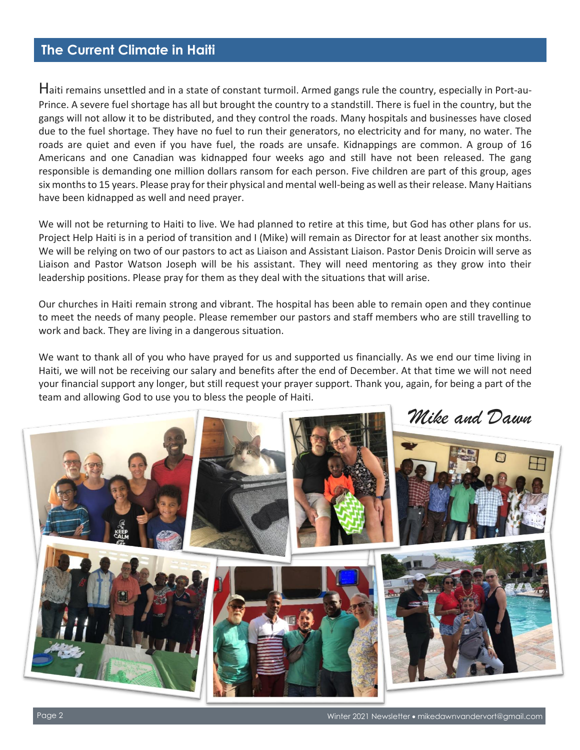## The Current Climate in Haiti

Haiti remains unsettled and in a state of constant turmoil. Armed gangs rule the country, especially in Port-au-Prince. A severe fuel shortage has all but brought the country to a standstill. There is fuel in the country, but the gangs will not allow it to be distributed, and they control the roads. Many hospitals and businesses have closed due to the fuel shortage. They have no fuel to run their generators, no electricity and for many, no water. The roads are quiet and even if you have fuel, the roads are unsafe. Kidnappings are common. A group of 16 Americans and one Canadian was kidnapped four weeks ago and still have not been released. The gang responsible is demanding one million dollars ransom for each person. Five children are part of this group, ages six months to 15 years. Please pray for their physical and mental well-being as well as their release. Many Haitians have been kidnapped as well and need prayer.

We will not be returning to Haiti to live. We had planned to retire at this time, but God has other plans for us. Project Help Haiti is in a period of transition and I (Mike) will remain as Director for at least another six months. We will be relying on two of our pastors to act as Liaison and Assistant Liaison. Pastor Denis Droicin will serve as Liaison and Pastor Watson Joseph will be his assistant. They will need mentoring as they grow into their leadership positions. Please pray for them as they deal with the situations that will arise.

Our churches in Haiti remain strong and vibrant. The hospital has been able to remain open and they continue to meet the needs of many people. Please remember our pastors and staff members who are still travelling to work and back. They are living in a dangerous situation.

We want to thank all of you who have prayed for us and supported us financially. As we end our time living in Haiti, we will not be receiving our salary and benefits after the end of December. At that time we will not need your financial support any longer, but still request your prayer support. Thank you, again, for being a part of the team and allowing God to use you to bless the people of Haiti.

*Mike and Dawn*